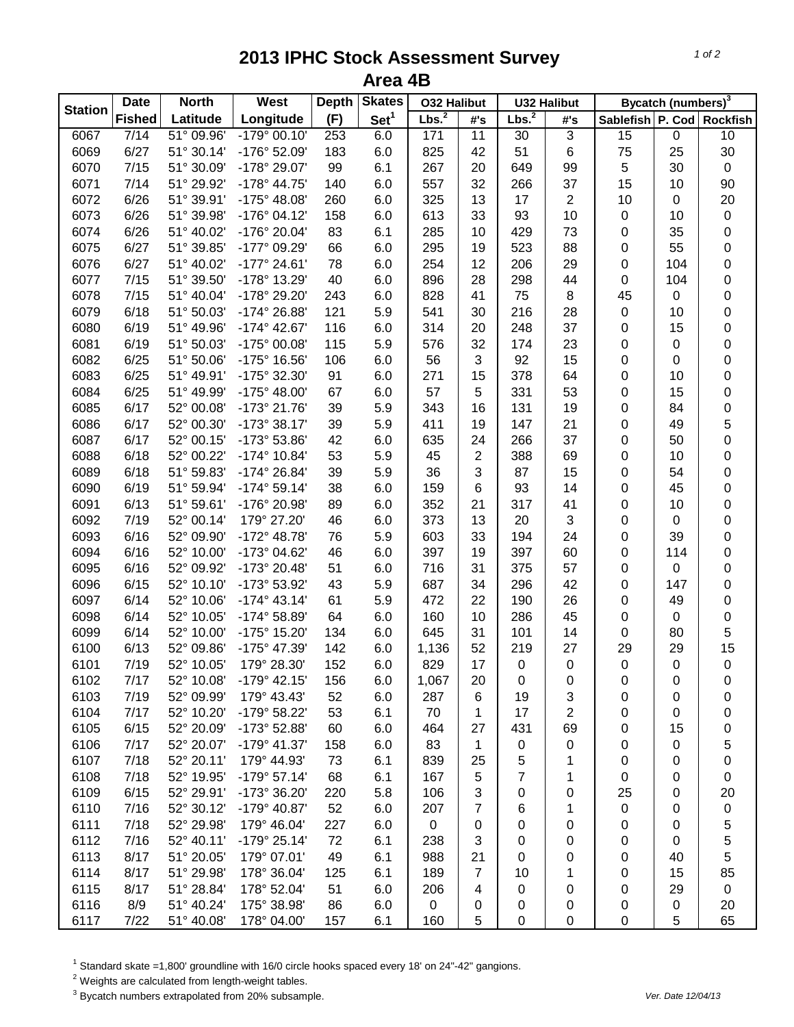# 2013 IPHC Stock Assessment Survey
## Area 4B

| Station | Date Fished | North Latitude | West Longitude | Depth (F) | Skates Set[1] | O32 Halibut | | U32 Halibut | | Bycatch (numbers)[3] | | |
|---|---|---|---|---|---|---|---|---|---|---|---|---|
| | | | | | | Lbs.[2] | #'s | Lbs.[2] | #'s | Sablefish | P. Cod | Rockfish |
| 6067 | 7/14 | 51° 09.96' | -179° 00.10' | 253 | 6.0 | 171 | 11 | 30 | 3 | 15 | 0 | 10 |
| 6069 | 6/27 | 51° 30.14' | -176° 52.09' | 183 | 6.0 | 825 | 42 | 51 | 6 | 75 | 25 | 30 |
| 6070 | 7/15 | 51° 30.09' | -178° 29.07' | 99 | 6.1 | 267 | 20 | 649 | 99 | 5 | 30 | 0 |
| 6071 | 7/14 | 51° 29.92' | -178° 44.75' | 140 | 6.0 | 557 | 32 | 266 | 37 | 15 | 10 | 90 |
| 6072 | 6/26 | 51° 39.91' | -175° 48.08' | 260 | 6.0 | 325 | 13 | 17 | 2 | 10 | 0 | 20 |
| 6073 | 6/26 | 51° 39.98' | -176° 04.12' | 158 | 6.0 | 613 | 33 | 93 | 10 | 0 | 10 | 0 |
| 6074 | 6/26 | 51° 40.02' | -176° 20.04' | 83 | 6.1 | 285 | 10 | 429 | 73 | 0 | 35 | 0 |
| 6075 | 6/27 | 51° 39.85' | -177° 09.29' | 66 | 6.0 | 295 | 19 | 523 | 88 | 0 | 55 | 0 |
| 6076 | 6/27 | 51° 40.02' | -177° 24.61' | 78 | 6.0 | 254 | 12 | 206 | 29 | 0 | 104 | 0 |
| 6077 | 7/15 | 51° 39.50' | -178° 13.29' | 40 | 6.0 | 896 | 28 | 298 | 44 | 0 | 104 | 0 |
| 6078 | 7/15 | 51° 40.04' | -178° 29.20' | 243 | 6.0 | 828 | 41 | 75 | 8 | 45 | 0 | 0 |
| 6079 | 6/18 | 51° 50.03' | -174° 26.88' | 121 | 5.9 | 541 | 30 | 216 | 28 | 0 | 10 | 0 |
| 6080 | 6/19 | 51° 49.96' | -174° 42.67' | 116 | 6.0 | 314 | 20 | 248 | 37 | 0 | 15 | 0 |
| 6081 | 6/19 | 51° 50.03' | -175° 00.08' | 115 | 5.9 | 576 | 32 | 174 | 23 | 0 | 0 | 0 |
| 6082 | 6/25 | 51° 50.06' | -175° 16.56' | 106 | 6.0 | 56 | 3 | 92 | 15 | 0 | 0 | 0 |
| 6083 | 6/25 | 51° 49.91' | -175° 32.30' | 91 | 6.0 | 271 | 15 | 378 | 64 | 0 | 10 | 0 |
| 6084 | 6/25 | 51° 49.99' | -175° 48.00' | 67 | 6.0 | 57 | 5 | 331 | 53 | 0 | 15 | 0 |
| 6085 | 6/17 | 52° 00.08' | -173° 21.76' | 39 | 5.9 | 343 | 16 | 131 | 19 | 0 | 84 | 0 |
| 6086 | 6/17 | 52° 00.30' | -173° 38.17' | 39 | 5.9 | 411 | 19 | 147 | 21 | 0 | 49 | 5 |
| 6087 | 6/17 | 52° 00.15' | -173° 53.86' | 42 | 6.0 | 635 | 24 | 266 | 37 | 0 | 50 | 0 |
| 6088 | 6/18 | 52° 00.22' | -174° 10.84' | 53 | 5.9 | 45 | 2 | 388 | 69 | 0 | 10 | 0 |
| 6089 | 6/18 | 51° 59.83' | -174° 26.84' | 39 | 5.9 | 36 | 3 | 87 | 15 | 0 | 54 | 0 |
| 6090 | 6/19 | 51° 59.94' | -174° 59.14' | 38 | 6.0 | 159 | 6 | 93 | 14 | 0 | 45 | 0 |
| 6091 | 6/13 | 51° 59.61' | -176° 20.98' | 89 | 6.0 | 352 | 21 | 317 | 41 | 0 | 10 | 0 |
| 6092 | 7/19 | 52° 00.14' | 179° 27.20' | 46 | 6.0 | 373 | 13 | 20 | 3 | 0 | 0 | 0 |
| 6093 | 6/16 | 52° 09.90' | -172° 48.78' | 76 | 5.9 | 603 | 33 | 194 | 24 | 0 | 39 | 0 |
| 6094 | 6/16 | 52° 10.00' | -173° 04.62' | 46 | 6.0 | 397 | 19 | 397 | 60 | 0 | 114 | 0 |
| 6095 | 6/16 | 52° 09.92' | -173° 20.48' | 51 | 6.0 | 716 | 31 | 375 | 57 | 0 | 0 | 0 |
| 6096 | 6/15 | 52° 10.10' | -173° 53.92' | 43 | 5.9 | 687 | 34 | 296 | 42 | 0 | 147 | 0 |
| 6097 | 6/14 | 52° 10.06' | -174° 43.14' | 61 | 5.9 | 472 | 22 | 190 | 26 | 0 | 49 | 0 |
| 6098 | 6/14 | 52° 10.05' | -174° 58.89' | 64 | 6.0 | 160 | 10 | 286 | 45 | 0 | 0 | 0 |
| 6099 | 6/14 | 52° 10.00' | -175° 15.20' | 134 | 6.0 | 645 | 31 | 101 | 14 | 0 | 80 | 5 |
| 6100 | 6/13 | 52° 09.86' | -175° 47.39' | 142 | 6.0 | 1,136 | 52 | 219 | 27 | 29 | 29 | 15 |
| 6101 | 7/19 | 52° 10.05' | 179° 28.30' | 152 | 6.0 | 829 | 17 | 0 | 0 | 0 | 0 | 0 |
| 6102 | 7/17 | 52° 10.08' | -179° 42.15' | 156 | 6.0 | 1,067 | 20 | 0 | 0 | 0 | 0 | 0 |
| 6103 | 7/19 | 52° 09.99' | 179° 43.43' | 52 | 6.0 | 287 | 6 | 19 | 3 | 0 | 0 | 0 |
| 6104 | 7/17 | 52° 10.20' | -179° 58.22' | 53 | 6.1 | 70 | 1 | 17 | 2 | 0 | 0 | 0 |
| 6105 | 6/15 | 52° 20.09' | -173° 52.88' | 60 | 6.0 | 464 | 27 | 431 | 69 | 0 | 15 | 0 |
| 6106 | 7/17 | 52° 20.07' | -179° 41.37' | 158 | 6.0 | 83 | 1 | 0 | 0 | 0 | 0 | 5 |
| 6107 | 7/18 | 52° 20.11' | 179° 44.93' | 73 | 6.1 | 839 | 25 | 5 | 1 | 0 | 0 | 0 |
| 6108 | 7/18 | 52° 19.95' | -179° 57.14' | 68 | 6.1 | 167 | 5 | 7 | 1 | 0 | 0 | 0 |
| 6109 | 6/15 | 52° 29.91' | -173° 36.20' | 220 | 5.8 | 106 | 3 | 0 | 0 | 25 | 0 | 20 |
| 6110 | 7/16 | 52° 30.12' | -179° 40.87' | 52 | 6.0 | 207 | 7 | 6 | 1 | 0 | 0 | 0 |
| 6111 | 7/18 | 52° 29.98' | 179° 46.04' | 227 | 6.0 | 0 | 0 | 0 | 0 | 0 | 0 | 5 |
| 6112 | 7/16 | 52° 40.11' | -179° 25.14' | 72 | 6.1 | 238 | 3 | 0 | 0 | 0 | 0 | 5 |
| 6113 | 8/17 | 51° 20.05' | 179° 07.01' | 49 | 6.1 | 988 | 21 | 0 | 0 | 0 | 40 | 5 |
| 6114 | 8/17 | 51° 29.98' | 178° 36.04' | 125 | 6.1 | 189 | 7 | 10 | 1 | 0 | 15 | 85 |
| 6115 | 8/17 | 51° 28.84' | 178° 52.04' | 51 | 6.0 | 206 | 4 | 0 | 0 | 0 | 29 | 0 |
| 6116 | 8/9 | 51° 40.24' | 175° 38.98' | 86 | 6.0 | 0 | 0 | 0 | 0 | 0 | 0 | 20 |
| 6117 | 7/22 | 51° 40.08' | 178° 04.00' | 157 | 6.1 | 160 | 5 | 0 | 0 | 0 | 5 | 65 |

[1] Standard skate =1,800' groundline with 16/0 circle hooks spaced every 18' on 24"-42" gangions.

[2] Weights are calculated from length-weight tables.

[3] Bycatch numbers extrapolated from 20% subsample.

*Ver. Date 12/04/13*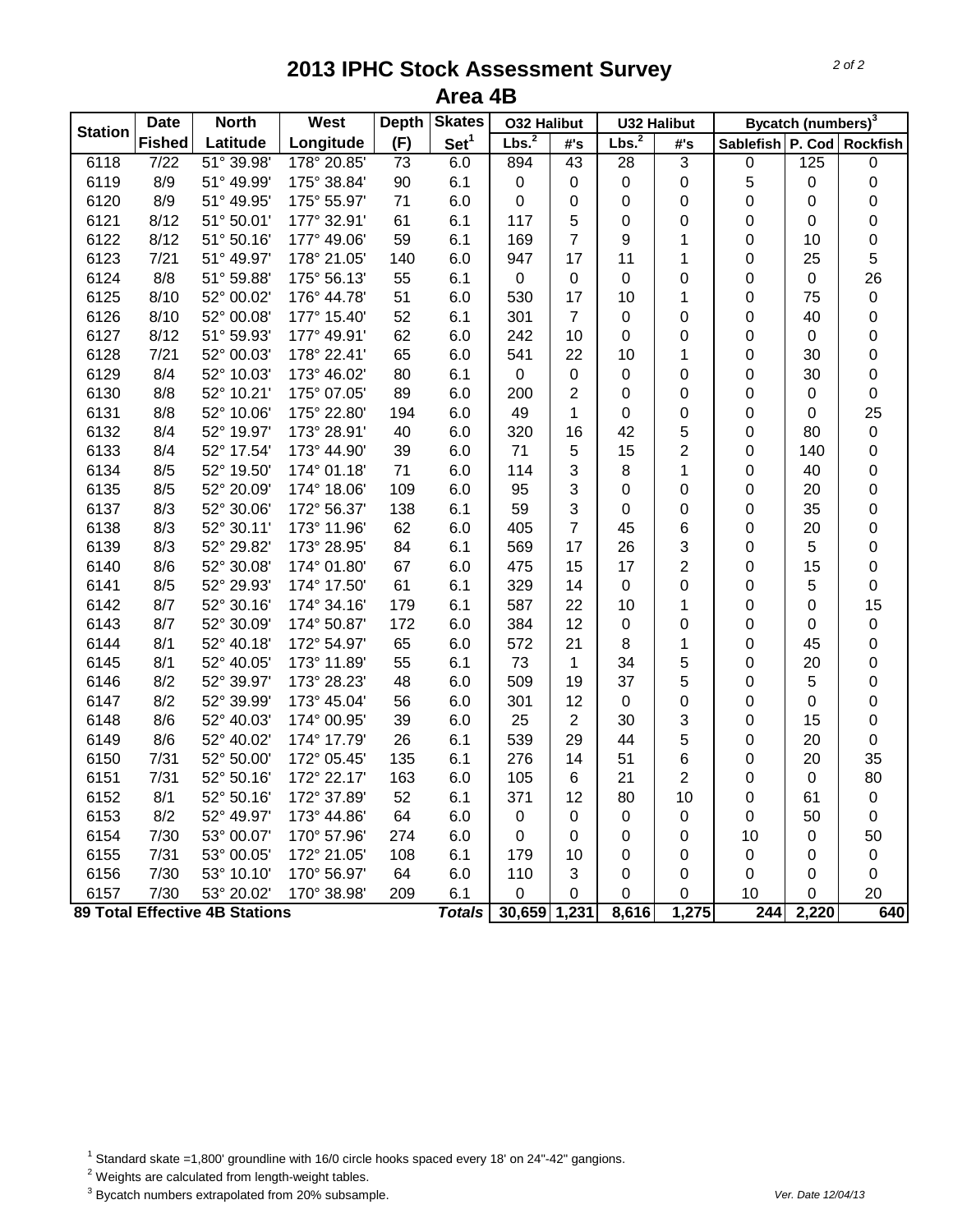# 2013 IPHC Stock Assessment Survey

## Area 4B

| Station | Date Fished | North Latitude | West Longitude | Depth (F) | Skates Set[1] | O32 Halibut Lbs.[2] | O32 Halibut #'s | U32 Halibut Lbs.[2] | U32 Halibut #'s | Bycatch (numbers)[3] Sablefish | P. Cod | Rockfish |
|---|---|---|---|---|---|---|---|---|---|---|---|---|
| 6118 | 7/22 | 51° 39.98' | 178° 20.85' | 73 | 6.0 | 894 | 43 | 28 | 3 | 0 | 125 | 0 |
| 6119 | 8/9 | 51° 49.99' | 175° 38.84' | 90 | 6.1 | 0 | 0 | 0 | 0 | 5 | 0 | 0 |
| 6120 | 8/9 | 51° 49.95' | 175° 55.97' | 71 | 6.0 | 0 | 0 | 0 | 0 | 0 | 0 | 0 |
| 6121 | 8/12 | 51° 50.01' | 177° 32.91' | 61 | 6.1 | 117 | 5 | 0 | 0 | 0 | 0 | 0 |
| 6122 | 8/12 | 51° 50.16' | 177° 49.06' | 59 | 6.1 | 169 | 7 | 9 | 1 | 0 | 10 | 0 |
| 6123 | 7/21 | 51° 49.97' | 178° 21.05' | 140 | 6.0 | 947 | 17 | 11 | 1 | 0 | 25 | 5 |
| 6124 | 8/8 | 51° 59.88' | 175° 56.13' | 55 | 6.1 | 0 | 0 | 0 | 0 | 0 | 0 | 26 |
| 6125 | 8/10 | 52° 00.02' | 176° 44.78' | 51 | 6.0 | 530 | 17 | 10 | 1 | 0 | 75 | 0 |
| 6126 | 8/10 | 52° 00.08' | 177° 15.40' | 52 | 6.1 | 301 | 7 | 0 | 0 | 0 | 40 | 0 |
| 6127 | 8/12 | 51° 59.93' | 177° 49.91' | 62 | 6.0 | 242 | 10 | 0 | 0 | 0 | 0 | 0 |
| 6128 | 7/21 | 52° 00.03' | 178° 22.41' | 65 | 6.0 | 541 | 22 | 10 | 1 | 0 | 30 | 0 |
| 6129 | 8/4 | 52° 10.03' | 173° 46.02' | 80 | 6.1 | 0 | 0 | 0 | 0 | 0 | 30 | 0 |
| 6130 | 8/8 | 52° 10.21' | 175° 07.05' | 89 | 6.0 | 200 | 2 | 0 | 0 | 0 | 0 | 0 |
| 6131 | 8/8 | 52° 10.06' | 175° 22.80' | 194 | 6.0 | 49 | 1 | 0 | 0 | 0 | 0 | 25 |
| 6132 | 8/4 | 52° 19.97' | 173° 28.91' | 40 | 6.0 | 320 | 16 | 42 | 5 | 0 | 80 | 0 |
| 6133 | 8/4 | 52° 17.54' | 173° 44.90' | 39 | 6.0 | 71 | 5 | 15 | 2 | 0 | 140 | 0 |
| 6134 | 8/5 | 52° 19.50' | 174° 01.18' | 71 | 6.0 | 114 | 3 | 8 | 1 | 0 | 40 | 0 |
| 6135 | 8/5 | 52° 20.09' | 174° 18.06' | 109 | 6.0 | 95 | 3 | 0 | 0 | 0 | 20 | 0 |
| 6137 | 8/3 | 52° 30.06' | 172° 56.37' | 138 | 6.1 | 59 | 3 | 0 | 0 | 0 | 35 | 0 |
| 6138 | 8/3 | 52° 30.11' | 173° 11.96' | 62 | 6.0 | 405 | 7 | 45 | 6 | 0 | 20 | 0 |
| 6139 | 8/3 | 52° 29.82' | 173° 28.95' | 84 | 6.1 | 569 | 17 | 26 | 3 | 0 | 5 | 0 |
| 6140 | 8/6 | 52° 30.08' | 174° 01.80' | 67 | 6.0 | 475 | 15 | 17 | 2 | 0 | 15 | 0 |
| 6141 | 8/5 | 52° 29.93' | 174° 17.50' | 61 | 6.1 | 329 | 14 | 0 | 0 | 0 | 5 | 0 |
| 6142 | 8/7 | 52° 30.16' | 174° 34.16' | 179 | 6.1 | 587 | 22 | 10 | 1 | 0 | 0 | 15 |
| 6143 | 8/7 | 52° 30.09' | 174° 50.87' | 172 | 6.0 | 384 | 12 | 0 | 0 | 0 | 0 | 0 |
| 6144 | 8/1 | 52° 40.18' | 172° 54.97' | 65 | 6.0 | 572 | 21 | 8 | 1 | 0 | 45 | 0 |
| 6145 | 8/1 | 52° 40.05' | 173° 11.89' | 55 | 6.1 | 73 | 1 | 34 | 5 | 0 | 20 | 0 |
| 6146 | 8/2 | 52° 39.97' | 173° 28.23' | 48 | 6.0 | 509 | 19 | 37 | 5 | 0 | 5 | 0 |
| 6147 | 8/2 | 52° 39.99' | 173° 45.04' | 56 | 6.0 | 301 | 12 | 0 | 0 | 0 | 0 | 0 |
| 6148 | 8/6 | 52° 40.03' | 174° 00.95' | 39 | 6.0 | 25 | 2 | 30 | 3 | 0 | 15 | 0 |
| 6149 | 8/6 | 52° 40.02' | 174° 17.79' | 26 | 6.1 | 539 | 29 | 44 | 5 | 0 | 20 | 0 |
| 6150 | 7/31 | 52° 50.00' | 172° 05.45' | 135 | 6.1 | 276 | 14 | 51 | 6 | 0 | 20 | 35 |
| 6151 | 7/31 | 52° 50.16' | 172° 22.17' | 163 | 6.0 | 105 | 6 | 21 | 2 | 0 | 0 | 80 |
| 6152 | 8/1 | 52° 50.16' | 172° 37.89' | 52 | 6.1 | 371 | 12 | 80 | 10 | 0 | 61 | 0 |
| 6153 | 8/2 | 52° 49.97' | 173° 44.86' | 64 | 6.0 | 0 | 0 | 0 | 0 | 0 | 50 | 0 |
| 6154 | 7/30 | 53° 00.07' | 170° 57.96' | 274 | 6.0 | 0 | 0 | 0 | 0 | 10 | 0 | 50 |
| 6155 | 7/31 | 53° 00.05' | 172° 21.05' | 108 | 6.1 | 179 | 10 | 0 | 0 | 0 | 0 | 0 |
| 6156 | 7/30 | 53° 10.10' | 170° 56.97' | 64 | 6.0 | 110 | 3 | 0 | 0 | 0 | 0 | 0 |
| 6157 | 7/30 | 53° 20.02' | 170° 38.98' | 209 | 6.1 | 0 | 0 | 0 | 0 | 10 | 0 | 20 |
| **89 Total Effective 4B Stations** | | | | | ***Totals*** | **30,659** | **1,231** | **8,616** | **1,275** | **244** | **2,220** | **640** |

[1] Standard skate =1,800' groundline with 16/0 circle hooks spaced every 18' on 24"-42" gangions.

[2] Weights are calculated from length-weight tables.

[3] Bycatch numbers extrapolated from 20% subsample.

*Ver. Date 12/04/13*